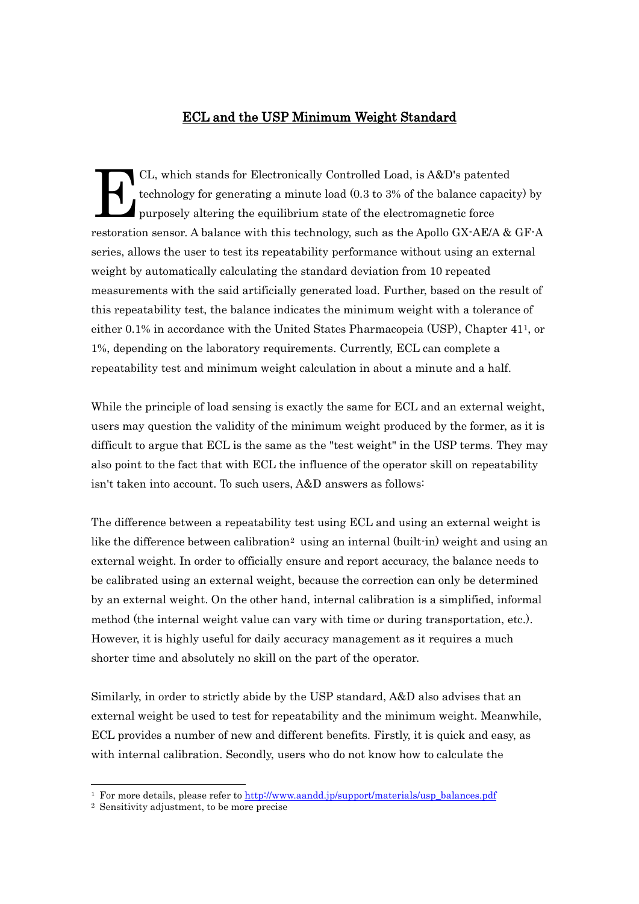# ECL and the USP Minimum Weight Standard

ECL, which stands for Electronically Controlled Load, is A&D's patented technology for generating a minute load (0.3 to 3% of the balance capacity) by purposely altering the equilibrium state of the electromagnetic force restoration sensor. A balance with this technology, such as the Apollo GX-AE/A & GF-A series, allows the user to test its repeatability performance without using an external weight by automatically calculating the standard deviation from 10 repeated measurements with the said artificially generated load. Further, based on the result of this repeatability test, the balance indicates the minimum weight with a tolerance of either 0.1% in accordance with the United States Pharmacopeia (USP), Chapter 41[1], or 1%, depending on the laboratory requirements. Currently, ECL can complete a repeatability test and minimum weight calculation in about a minute and a half.

While the principle of load sensing is exactly the same for ECL and an external weight, users may question the validity of the minimum weight produced by the former, as it is difficult to argue that ECL is the same as the "test weight" in the USP terms. They may also point to the fact that with ECL the influence of the operator skill on repeatability isn't taken into account. To such users, A&D answers as follows:

The difference between a repeatability test using ECL and using an external weight is like the difference between calibration[2] using an internal (built-in) weight and using an external weight. In order to officially ensure and report accuracy, the balance needs to be calibrated using an external weight, because the correction can only be determined by an external weight. On the other hand, internal calibration is a simplified, informal method (the internal weight value can vary with time or during transportation, etc.). However, it is highly useful for daily accuracy management as it requires a much shorter time and absolutely no skill on the part of the operator.

Similarly, in order to strictly abide by the USP standard, A&D also advises that an external weight be used to test for repeatability and the minimum weight. Meanwhile, ECL provides a number of new and different benefits. Firstly, it is quick and easy, as with internal calibration. Secondly, users who do not know how to calculate the

---

[1] For more details, please refer to http://www.aandd.jp/support/materials/usp_balances.pdf

[2] Sensitivity adjustment, to be more precise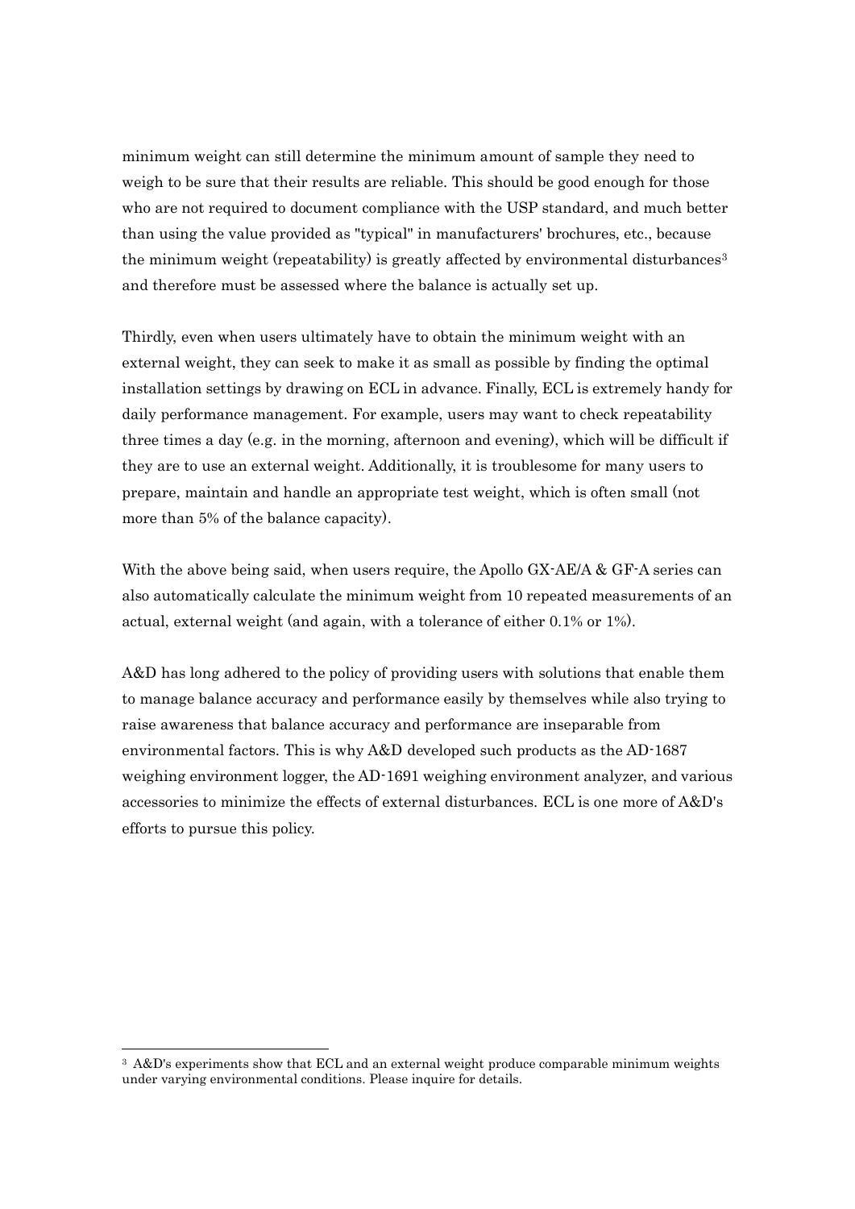minimum weight can still determine the minimum amount of sample they need to weigh to be sure that their results are reliable. This should be good enough for those who are not required to document compliance with the USP standard, and much better than using the value provided as "typical" in manufacturers' brochures, etc., because the minimum weight (repeatability) is greatly affected by environmental disturbances[3] and therefore must be assessed where the balance is actually set up.

Thirdly, even when users ultimately have to obtain the minimum weight with an external weight, they can seek to make it as small as possible by finding the optimal installation settings by drawing on ECL in advance. Finally, ECL is extremely handy for daily performance management. For example, users may want to check repeatability three times a day (e.g. in the morning, afternoon and evening), which will be difficult if they are to use an external weight. Additionally, it is troublesome for many users to prepare, maintain and handle an appropriate test weight, which is often small (not more than 5% of the balance capacity).

With the above being said, when users require, the Apollo GX-AE/A & GF-A series can also automatically calculate the minimum weight from 10 repeated measurements of an actual, external weight (and again, with a tolerance of either 0.1% or 1%).

A&D has long adhered to the policy of providing users with solutions that enable them to manage balance accuracy and performance easily by themselves while also trying to raise awareness that balance accuracy and performance are inseparable from environmental factors. This is why A&D developed such products as the AD-1687 weighing environment logger, the AD-1691 weighing environment analyzer, and various accessories to minimize the effects of external disturbances. ECL is one more of A&D's efforts to pursue this policy.

---

[3] A&D's experiments show that ECL and an external weight produce comparable minimum weights under varying environmental conditions. Please inquire for details.